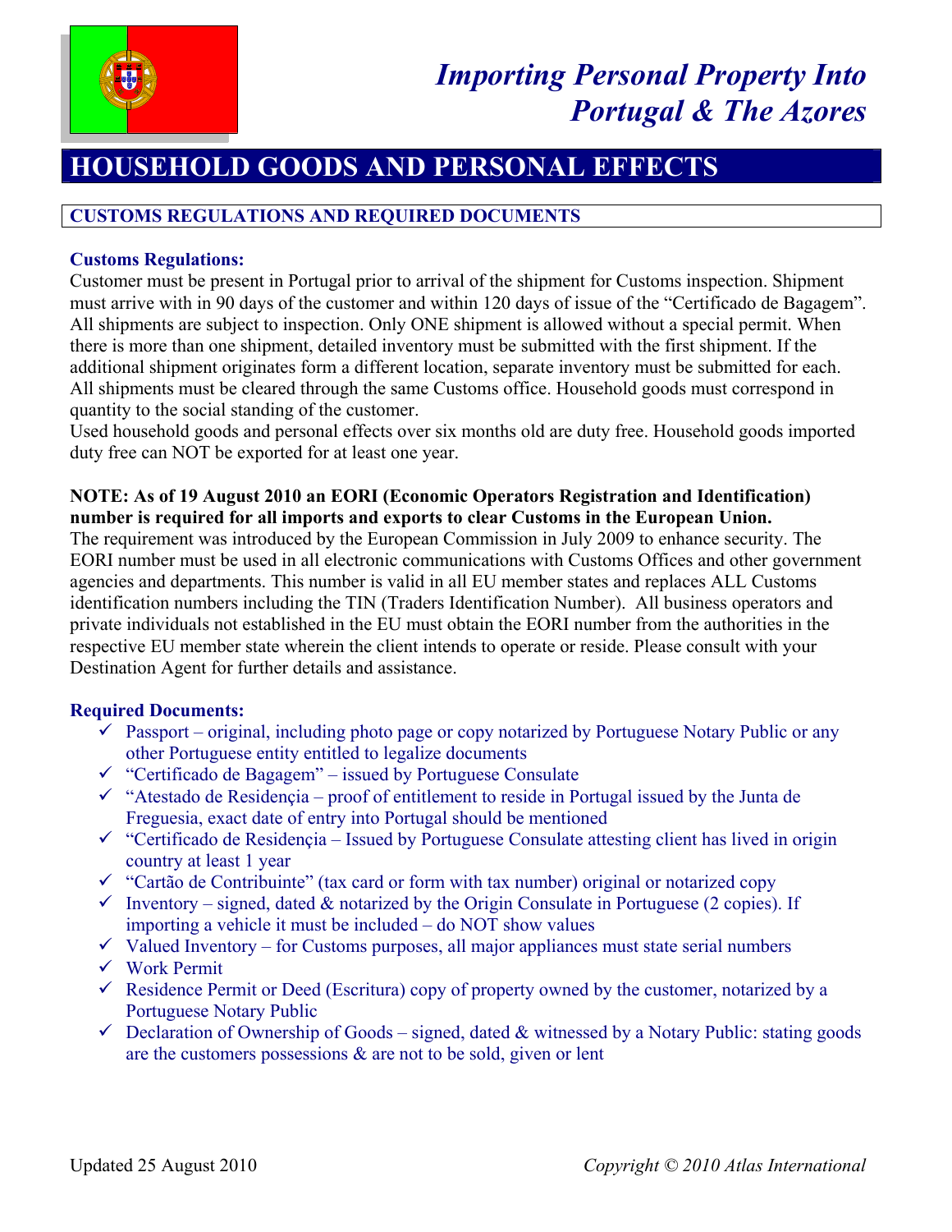# *Importing Personal Property Into Portugal & The Azores*

## HOUSEHOLD GOODS AND PERSONAL EFFECTS

### CUSTOMS REGULATIONS AND REQUIRED DOCUMENTS

**Customs Regulations:**

Customer must be present in Portugal prior to arrival of the shipment for Customs inspection. Shipment must arrive with in 90 days of the customer and within 120 days of issue of the "Certificado de Bagagem". All shipments are subject to inspection. Only ONE shipment is allowed without a special permit. When there is more than one shipment, detailed inventory must be submitted with the first shipment. If the additional shipment originates form a different location, separate inventory must be submitted for each. All shipments must be cleared through the same Customs office. Household goods must correspond in quantity to the social standing of the customer.

Used household goods and personal effects over six months old are duty free. Household goods imported duty free can NOT be exported for at least one year.

**NOTE: As of 19 August 2010 an EORI (Economic Operators Registration and Identification) number is required for all imports and exports to clear Customs in the European Union.**

The requirement was introduced by the European Commission in July 2009 to enhance security. The EORI number must be used in all electronic communications with Customs Offices and other government agencies and departments. This number is valid in all EU member states and replaces ALL Customs identification numbers including the TIN (Traders Identification Number). All business operators and private individuals not established in the EU must obtain the EORI number from the authorities in the respective EU member state wherein the client intends to operate or reside. Please consult with your Destination Agent for further details and assistance.

**Required Documents:**

- ✓ Passport – original, including photo page or copy notarized by Portuguese Notary Public or any other Portuguese entity entitled to legalize documents
- ✓ "Certificado de Bagagem" – issued by Portuguese Consulate
- ✓ "Atestado de Residençia – proof of entitlement to reside in Portugal issued by the Junta de Freguesia, exact date of entry into Portugal should be mentioned
- ✓ "Certificado de Residençia – Issued by Portuguese Consulate attesting client has lived in origin country at least 1 year
- ✓ "Cartão de Contribuinte" (tax card or form with tax number) original or notarized copy
- ✓ Inventory – signed, dated & notarized by the Origin Consulate in Portuguese (2 copies). If importing a vehicle it must be included – do NOT show values
- ✓ Valued Inventory – for Customs purposes, all major appliances must state serial numbers
- ✓ Work Permit
- ✓ Residence Permit or Deed (Escritura) copy of property owned by the customer, notarized by a Portuguese Notary Public
- ✓ Declaration of Ownership of Goods – signed, dated & witnessed by a Notary Public: stating goods are the customers possessions & are not to be sold, given or lent

Updated 25 August 2010

*Copyright © 2010 Atlas International*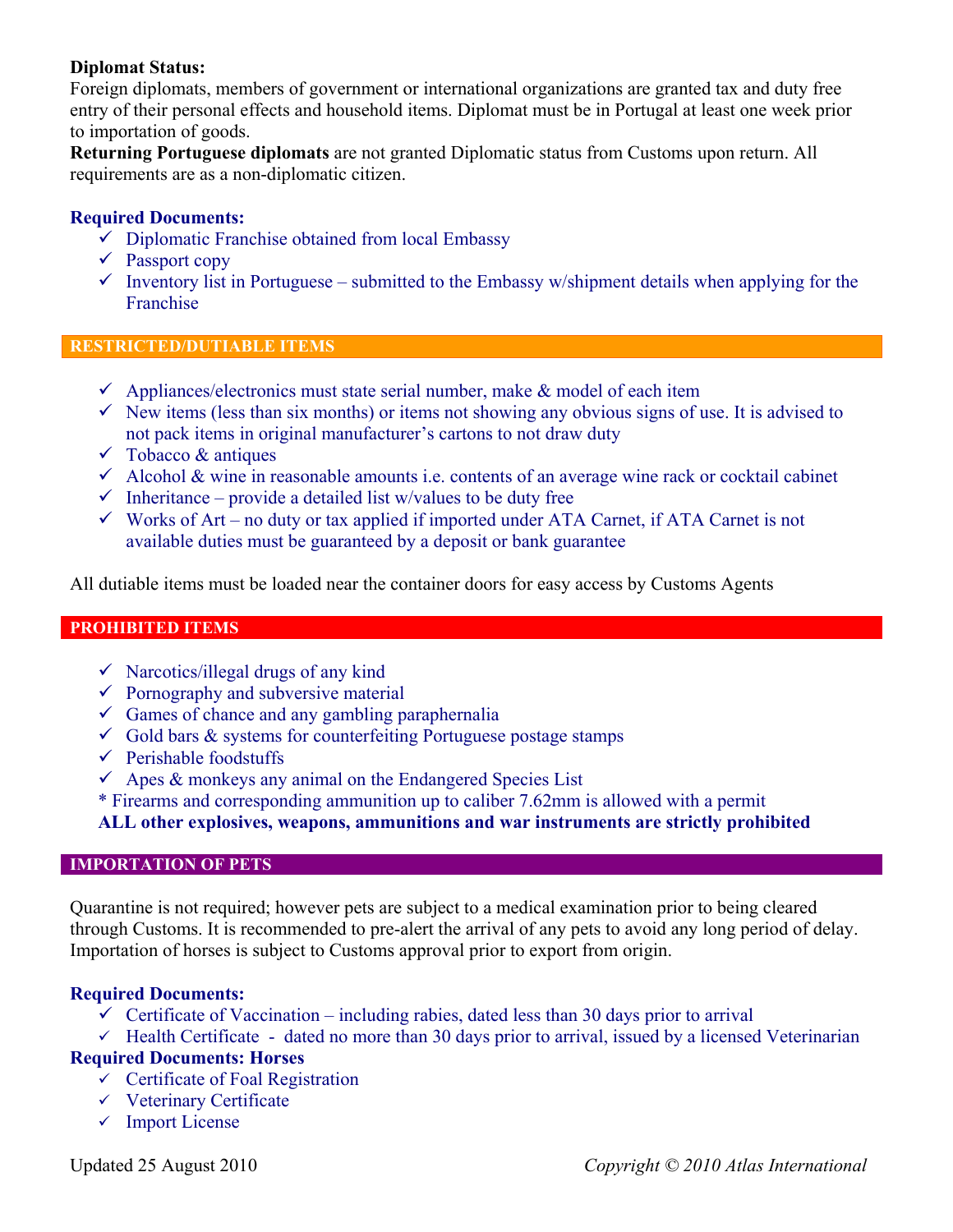**Diplomat Status:**
Foreign diplomats, members of government or international organizations are granted tax and duty free entry of their personal effects and household items. Diplomat must be in Portugal at least one week prior to importation of goods.
**Returning Portuguese diplomats** are not granted Diplomatic status from Customs upon return. All requirements are as a non-diplomatic citizen.

**Required Documents:**

- ✓ Diplomatic Franchise obtained from local Embassy
- ✓ Passport copy
- ✓ Inventory list in Portuguese – submitted to the Embassy w/shipment details when applying for the Franchise

## RESTRICTED/DUTIABLE ITEMS

- ✓ Appliances/electronics must state serial number, make & model of each item
- ✓ New items (less than six months) or items not showing any obvious signs of use. It is advised to not pack items in original manufacturer's cartons to not draw duty
- ✓ Tobacco & antiques
- ✓ Alcohol & wine in reasonable amounts i.e. contents of an average wine rack or cocktail cabinet
- ✓ Inheritance – provide a detailed list w/values to be duty free
- ✓ Works of Art – no duty or tax applied if imported under ATA Carnet, if ATA Carnet is not available duties must be guaranteed by a deposit or bank guarantee

All dutiable items must be loaded near the container doors for easy access by Customs Agents

## PROHIBITED ITEMS

- ✓ Narcotics/illegal drugs of any kind
- ✓ Pornography and subversive material
- ✓ Games of chance and any gambling paraphernalia
- ✓ Gold bars & systems for counterfeiting Portuguese postage stamps
- ✓ Perishable foodstuffs
- ✓ Apes & monkeys any animal on the Endangered Species List

\* Firearms and corresponding ammunition up to caliber 7.62mm is allowed with a permit
**ALL other explosives, weapons, ammunitions and war instruments are strictly prohibited**

## IMPORTATION OF PETS

Quarantine is not required; however pets are subject to a medical examination prior to being cleared through Customs. It is recommended to pre-alert the arrival of any pets to avoid any long period of delay. Importation of horses is subject to Customs approval prior to export from origin.

**Required Documents:**

- ✓ Certificate of Vaccination – including rabies, dated less than 30 days prior to arrival
- ✓ Health Certificate - dated no more than 30 days prior to arrival, issued by a licensed Veterinarian

**Required Documents: Horses**

- ✓ Certificate of Foal Registration
- ✓ Veterinary Certificate
- ✓ Import License

Updated 25 August 2010 *Copyright © 2010 Atlas International*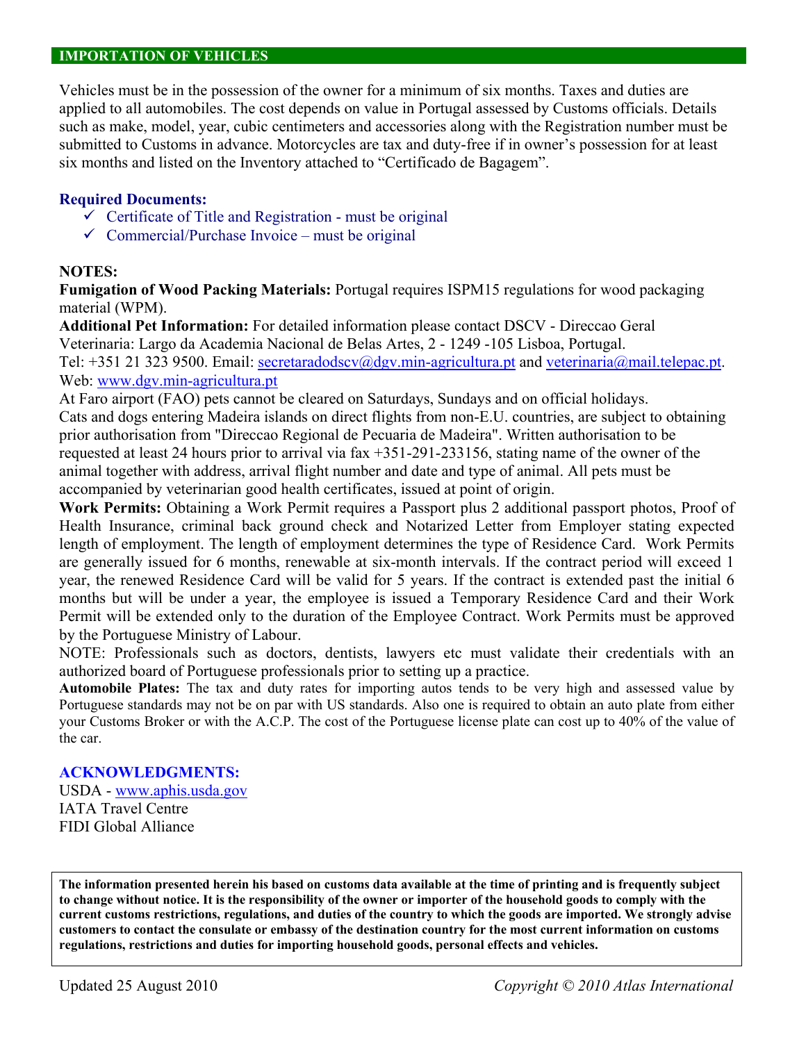## IMPORTATION OF VEHICLES

Vehicles must be in the possession of the owner for a minimum of six months. Taxes and duties are applied to all automobiles. The cost depends on value in Portugal assessed by Customs officials. Details such as make, model, year, cubic centimeters and accessories along with the Registration number must be submitted to Customs in advance. Motorcycles are tax and duty-free if in owner's possession for at least six months and listed on the Inventory attached to "Certificado de Bagagem".

### Required Documents:

- ✓ Certificate of Title and Registration - must be original
- ✓ Commercial/Purchase Invoice – must be original

### NOTES:

**Fumigation of Wood Packing Materials:** Portugal requires ISPM15 regulations for wood packaging material (WPM).

**Additional Pet Information:** For detailed information please contact DSCV - Direccao Geral Veterinaria: Largo da Academia Nacional de Belas Artes, 2 - 1249 -105 Lisboa, Portugal.
Tel: +351 21 323 9500. Email: secretaradodscv@dgv.min-agricultura.pt and veterinaria@mail.telepac.pt.
Web: www.dgv.min-agricultura.pt

At Faro airport (FAO) pets cannot be cleared on Saturdays, Sundays and on official holidays.

Cats and dogs entering Madeira islands on direct flights from non-E.U. countries, are subject to obtaining prior authorisation from "Direccao Regional de Pecuaria de Madeira". Written authorisation to be requested at least 24 hours prior to arrival via fax +351-291-233156, stating name of the owner of the animal together with address, arrival flight number and date and type of animal. All pets must be accompanied by veterinarian good health certificates, issued at point of origin.

**Work Permits:** Obtaining a Work Permit requires a Passport plus 2 additional passport photos, Proof of Health Insurance, criminal back ground check and Notarized Letter from Employer stating expected length of employment. The length of employment determines the type of Residence Card. Work Permits are generally issued for 6 months, renewable at six-month intervals. If the contract period will exceed 1 year, the renewed Residence Card will be valid for 5 years. If the contract is extended past the initial 6 months but will be under a year, the employee is issued a Temporary Residence Card and their Work Permit will be extended only to the duration of the Employee Contract. Work Permits must be approved by the Portuguese Ministry of Labour.

NOTE: Professionals such as doctors, dentists, lawyers etc must validate their credentials with an authorized board of Portuguese professionals prior to setting up a practice.

**Automobile Plates:** The tax and duty rates for importing autos tends to be very high and assessed value by Portuguese standards may not be on par with US standards. Also one is required to obtain an auto plate from either your Customs Broker or with the A.C.P. The cost of the Portuguese license plate can cost up to 40% of the value of the car.

### ACKNOWLEDGMENTS:

USDA - www.aphis.usda.gov
IATA Travel Centre
FIDI Global Alliance

**The information presented herein his based on customs data available at the time of printing and is frequently subject to change without notice. It is the responsibility of the owner or importer of the household goods to comply with the current customs restrictions, regulations, and duties of the country to which the goods are imported. We strongly advise customers to contact the consulate or embassy of the destination country for the most current information on customs regulations, restrictions and duties for importing household goods, personal effects and vehicles.**

Updated 25 August 2010 *Copyright © 2010 Atlas International*